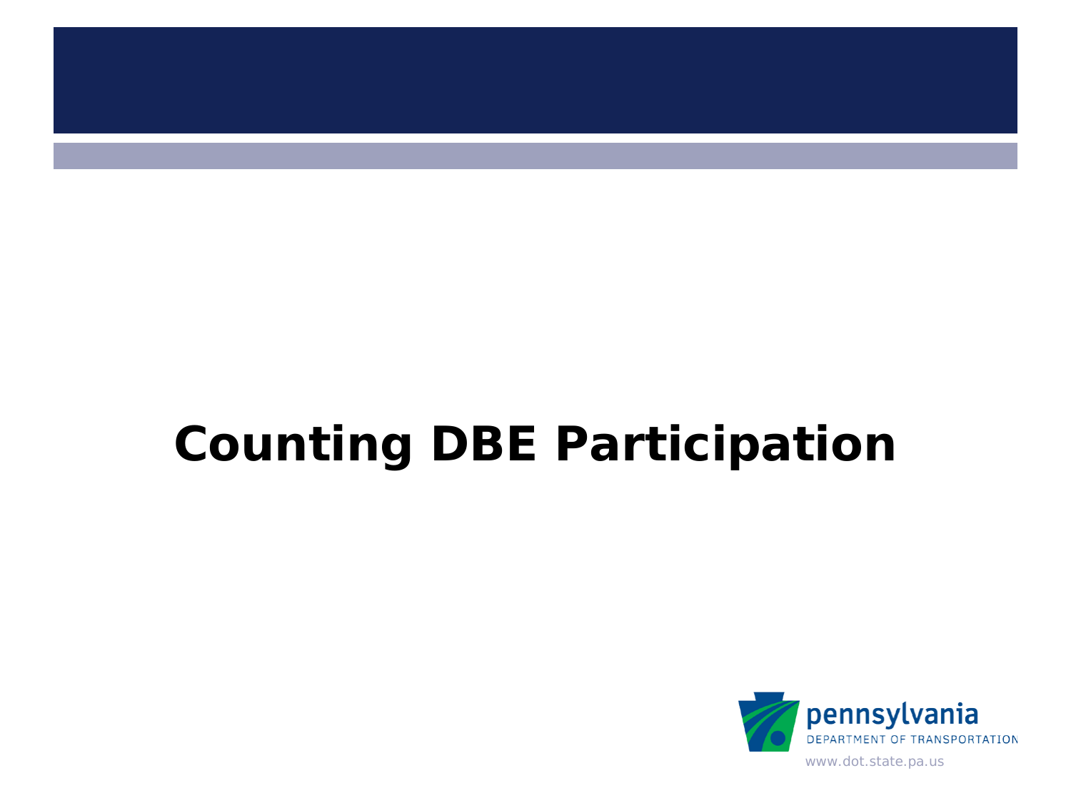# Counting DBE Participation

pennsylvania
DEPARTMENT OF TRANSPORTATION
www.dot.state.pa.us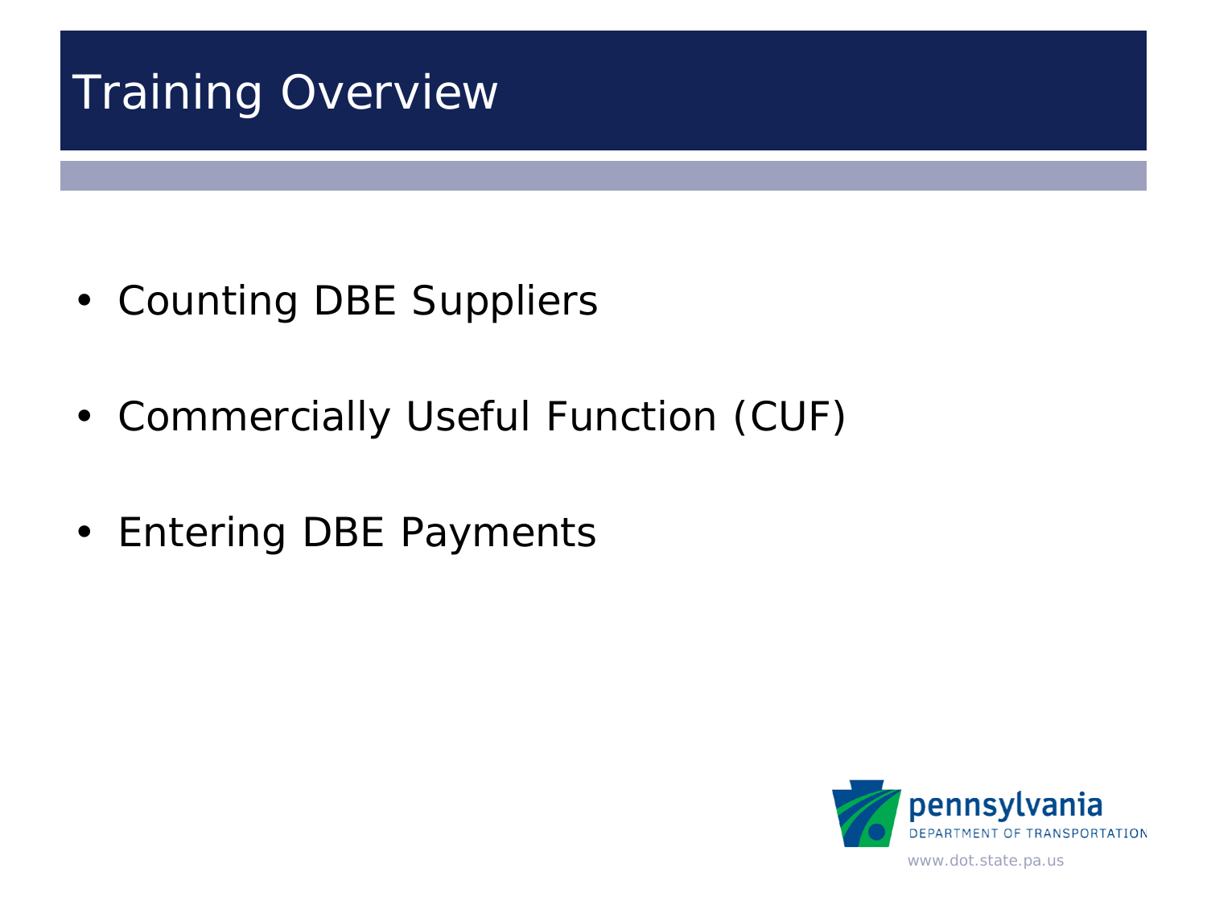# Training Overview

- Counting DBE Suppliers
- Commercially Useful Function (CUF)
- Entering DBE Payments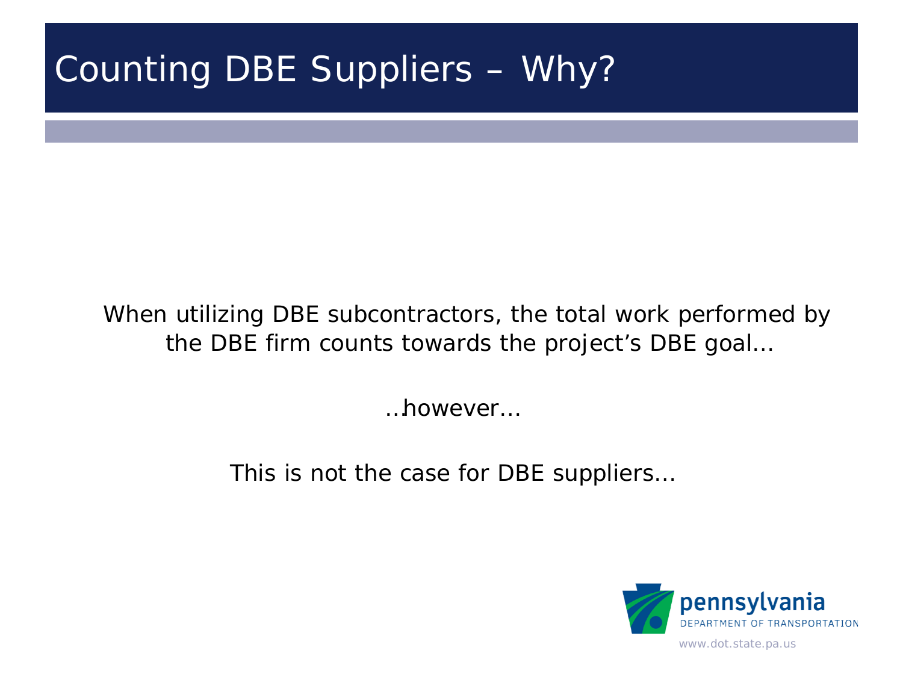# Counting DBE Suppliers – Why?

When utilizing DBE subcontractors, the total work performed by the DBE firm counts towards the project's DBE goal…

…however…

This is not the case for DBE suppliers…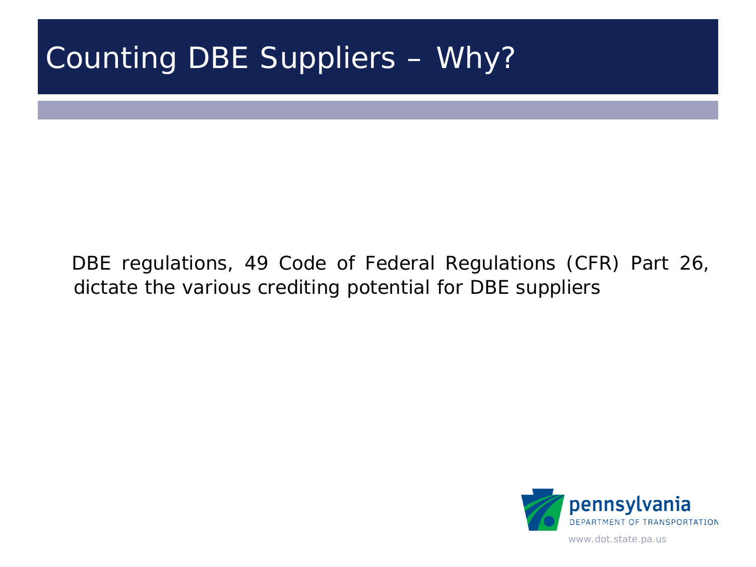# Counting DBE Suppliers – Why?

DBE regulations, 49 Code of Federal Regulations (CFR) Part 26, dictate the various crediting potential for DBE suppliers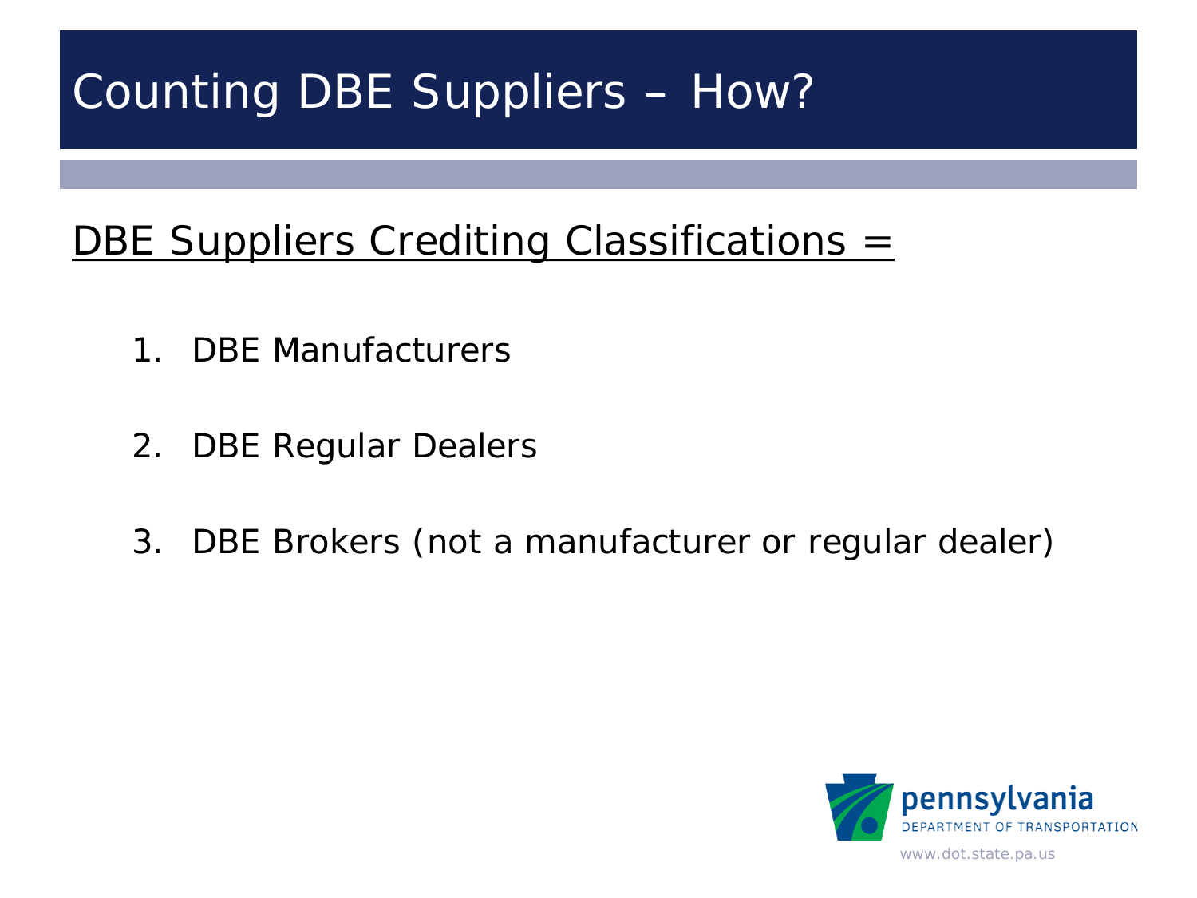# Counting DBE Suppliers – How?

<u>DBE Suppliers Crediting Classifications =</u>

1. DBE Manufacturers
2. DBE Regular Dealers
3. DBE Brokers (not a manufacturer or regular dealer)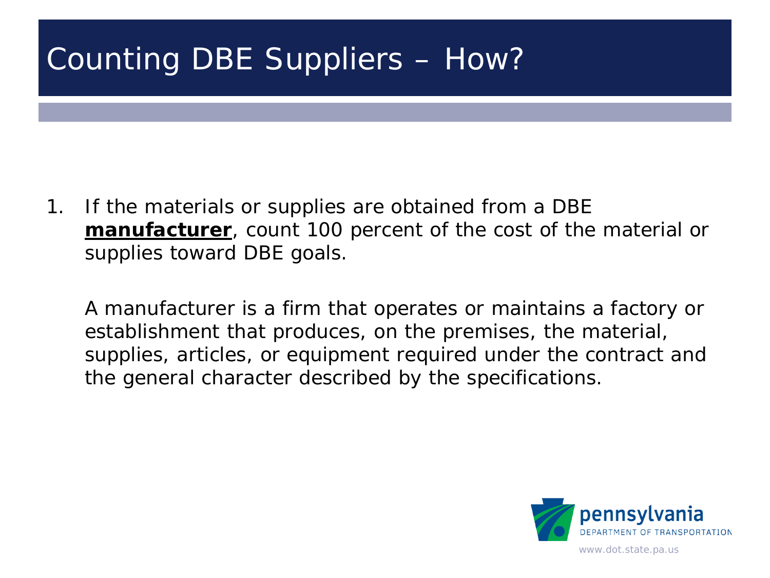# Counting DBE Suppliers – How?

1. If the materials or supplies are obtained from a DBE **manufacturer**, count 100 percent of the cost of the material or supplies toward DBE goals.

   A manufacturer is a firm that operates or maintains a factory or establishment that produces, on the premises, the material, supplies, articles, or equipment required under the contract and the general character described by the specifications.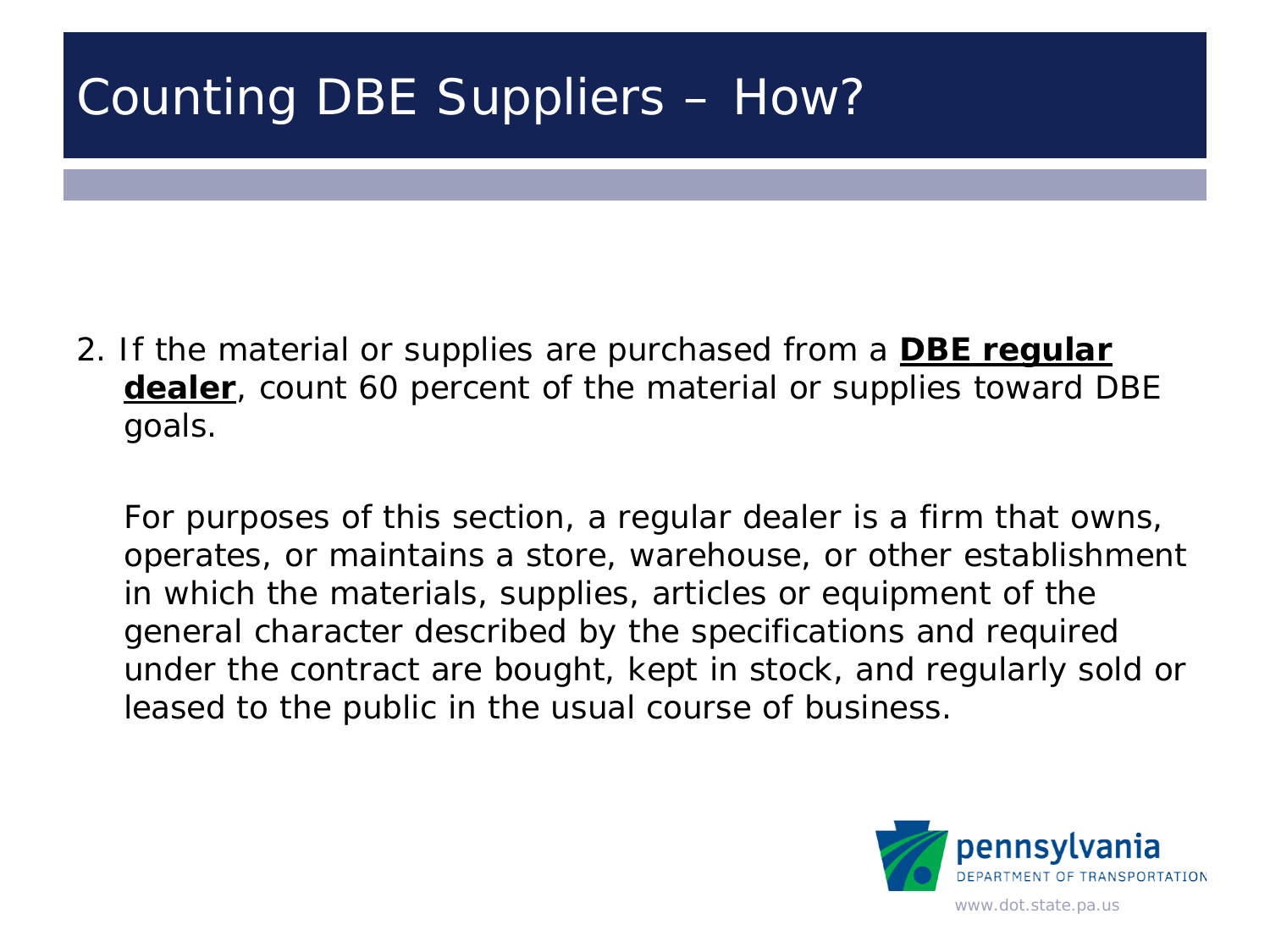# Counting DBE Suppliers – How?

2. If the material or supplies are purchased from a **DBE regular dealer**, count 60 percent of the material or supplies toward DBE goals.

   For purposes of this section, a regular dealer is a firm that owns, operates, or maintains a store, warehouse, or other establishment in which the materials, supplies, articles or equipment of the general character described by the specifications and required under the contract are bought, kept in stock, and regularly sold or leased to the public in the usual course of business.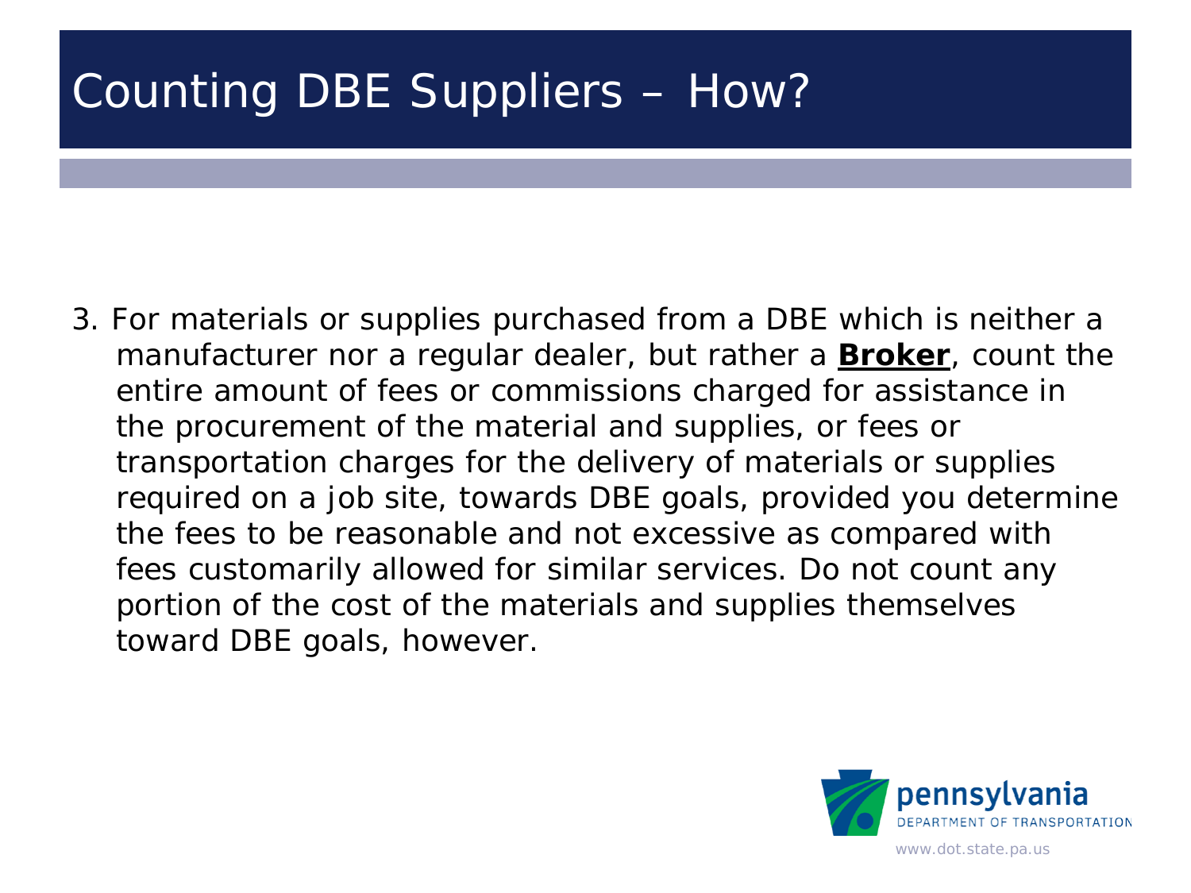# Counting DBE Suppliers – How?

3. For materials or supplies purchased from a DBE which is neither a manufacturer nor a regular dealer, but rather a **Broker**, count the entire amount of fees or commissions charged for assistance in the procurement of the material and supplies, or fees or transportation charges for the delivery of materials or supplies required on a job site, towards DBE goals, provided you determine the fees to be reasonable and not excessive as compared with fees customarily allowed for similar services. Do not count any portion of the cost of the materials and supplies themselves toward DBE goals, however.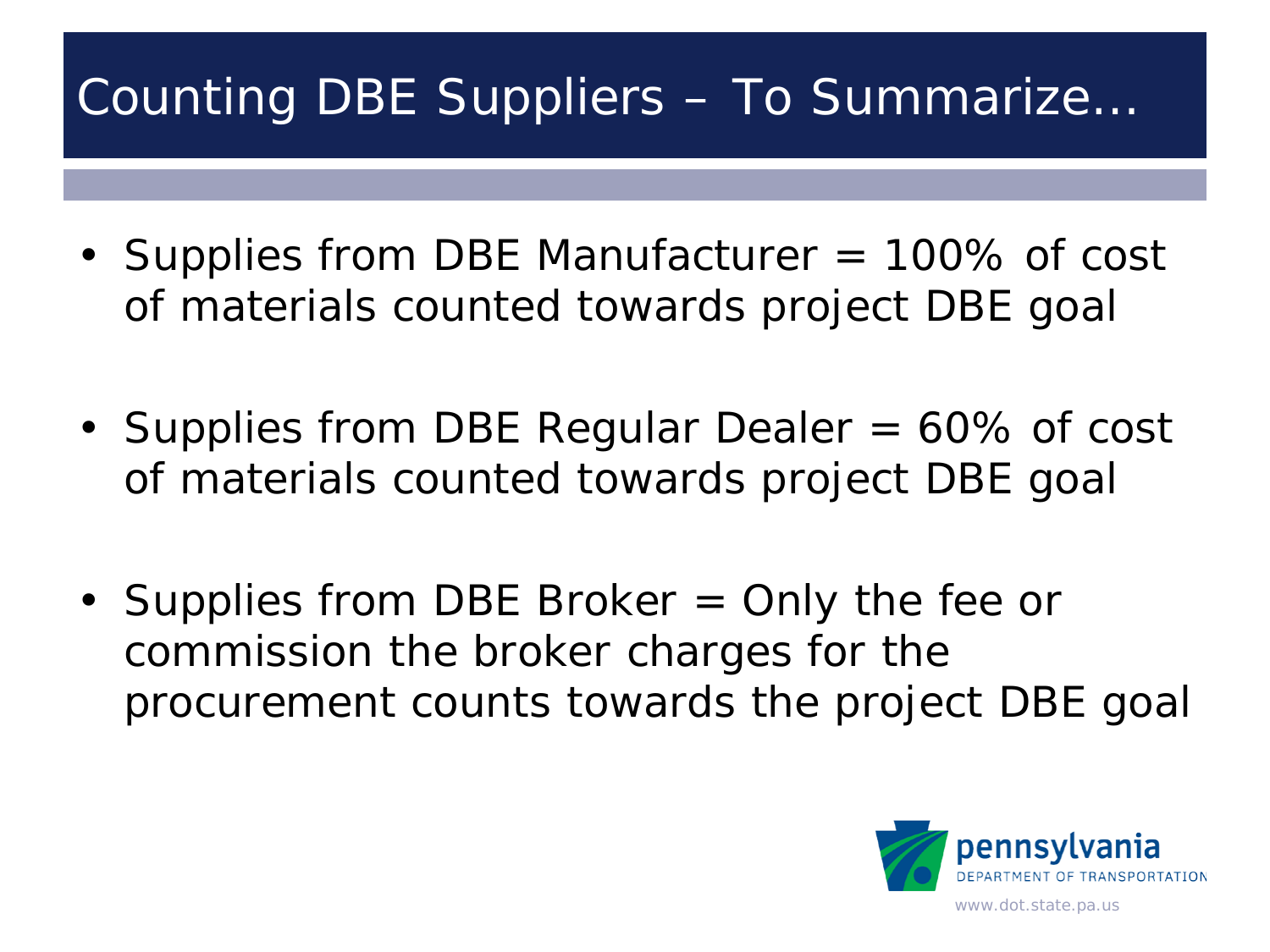# Counting DBE Suppliers – To Summarize…

- Supplies from DBE Manufacturer = 100% of cost of materials counted towards project DBE goal

- Supplies from DBE Regular Dealer = 60% of cost of materials counted towards project DBE goal

- Supplies from DBE Broker = Only the fee or commission the broker charges for the procurement counts towards the project DBE goal

pennsylvania
DEPARTMENT OF TRANSPORTATION
www.dot.state.pa.us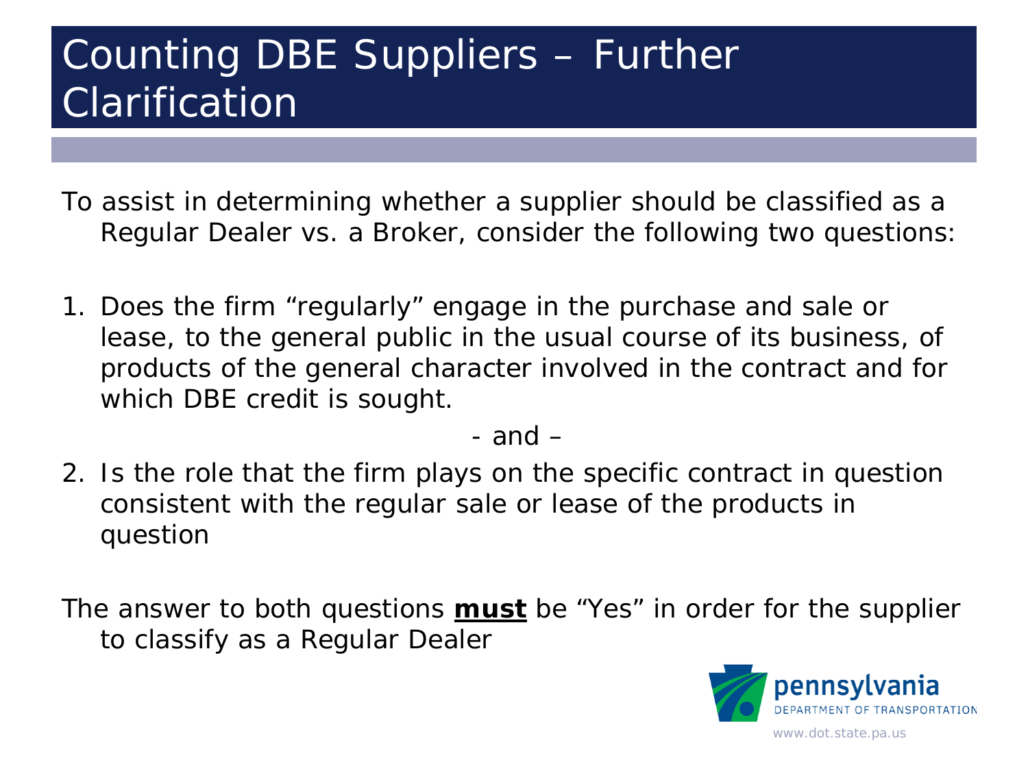# Counting DBE Suppliers – Further Clarification

To assist in determining whether a supplier should be classified as a Regular Dealer vs. a Broker, consider the following two questions:

1. Does the firm “regularly” engage in the purchase and sale or lease, to the general public in the usual course of its business, of products of the general character involved in the contract and for which DBE credit is sought.

- and –

2. Is the role that the firm plays on the specific contract in question consistent with the regular sale or lease of the products in question

The answer to both questions **must** be “Yes” in order for the supplier to classify as a Regular Dealer

pennsylvania
DEPARTMENT OF TRANSPORTATION
www.dot.state.pa.us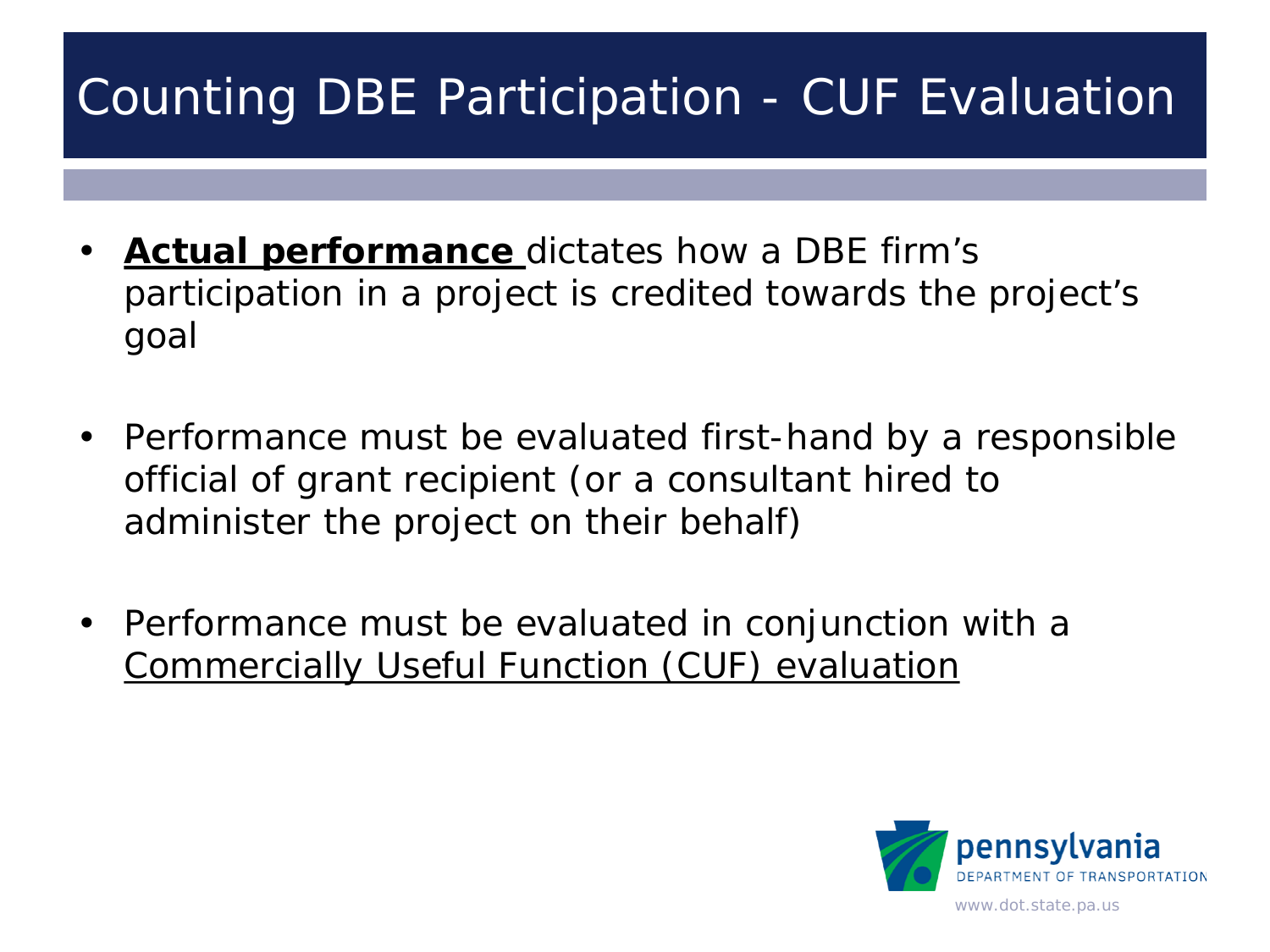# Counting DBE Participation - CUF Evaluation

- **Actual performance** dictates how a DBE firm's participation in a project is credited towards the project's goal

- Performance must be evaluated first-hand by a responsible official of grant recipient (or a consultant hired to administer the project on their behalf)

- Performance must be evaluated in conjunction with a Commercially Useful Function (CUF) evaluation

pennsylvania
DEPARTMENT OF TRANSPORTATION
www.dot.state.pa.us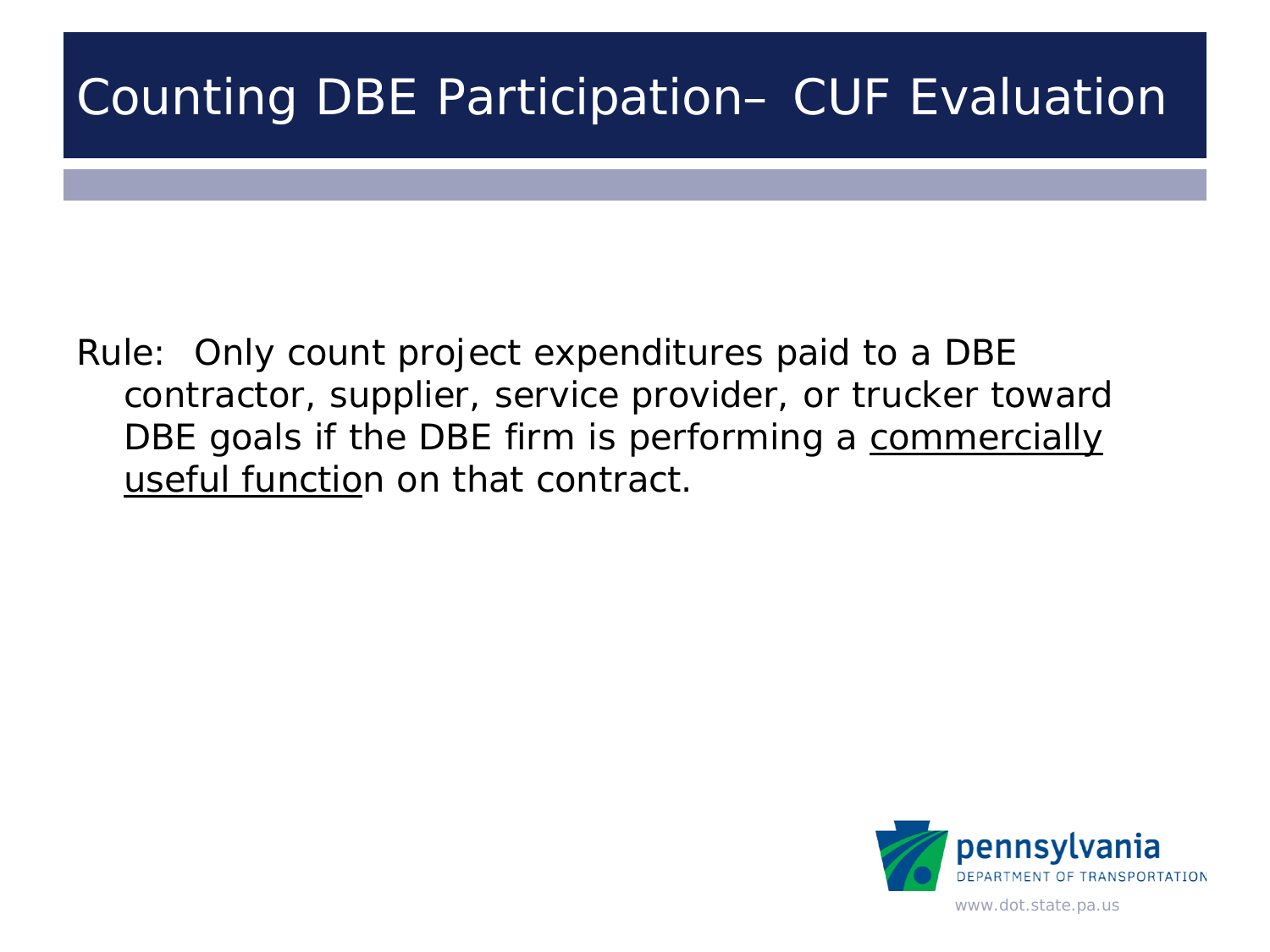# Counting DBE Participation– CUF Evaluation

Rule: Only count project expenditures paid to a DBE contractor, supplier, service provider, or trucker toward DBE goals if the DBE firm is performing a <u>commercially useful functio</u>n on that contract.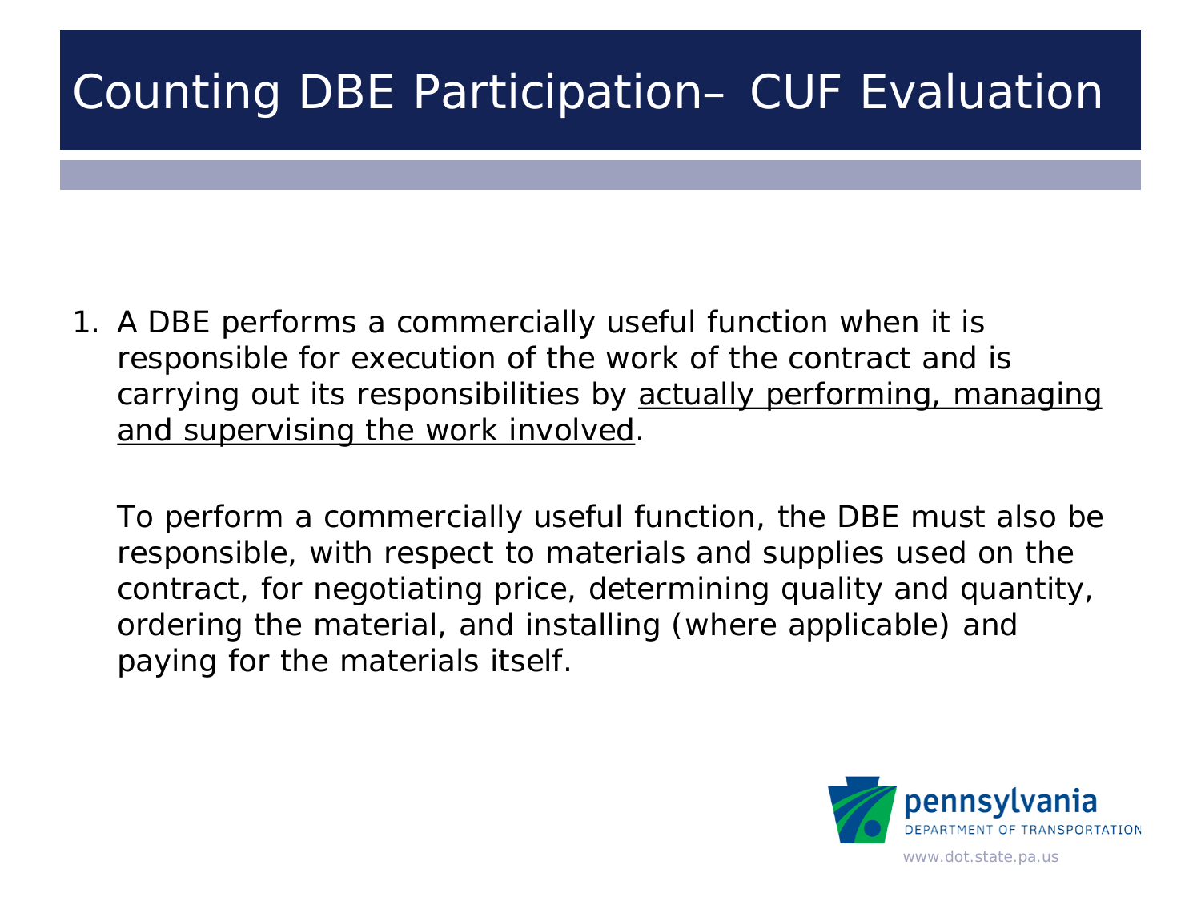# Counting DBE Participation– CUF Evaluation

1. A DBE performs a commercially useful function when it is responsible for execution of the work of the contract and is carrying out its responsibilities by <u>actually performing, managing and supervising the work involved</u>.

   To perform a commercially useful function, the DBE must also be responsible, with respect to materials and supplies used on the contract, for negotiating price, determining quality and quantity, ordering the material, and installing (where applicable) and paying for the materials itself.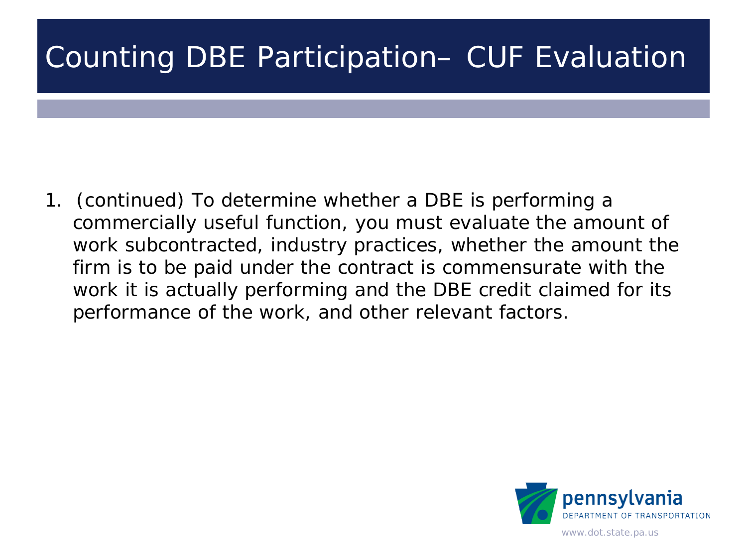# Counting DBE Participation– CUF Evaluation

1. (continued) To determine whether a DBE is performing a commercially useful function, you must evaluate the amount of work subcontracted, industry practices, whether the amount the firm is to be paid under the contract is commensurate with the work it is actually performing and the DBE credit claimed for its performance of the work, and other relevant factors.

pennsylvania DEPARTMENT OF TRANSPORTATION

www.dot.state.pa.us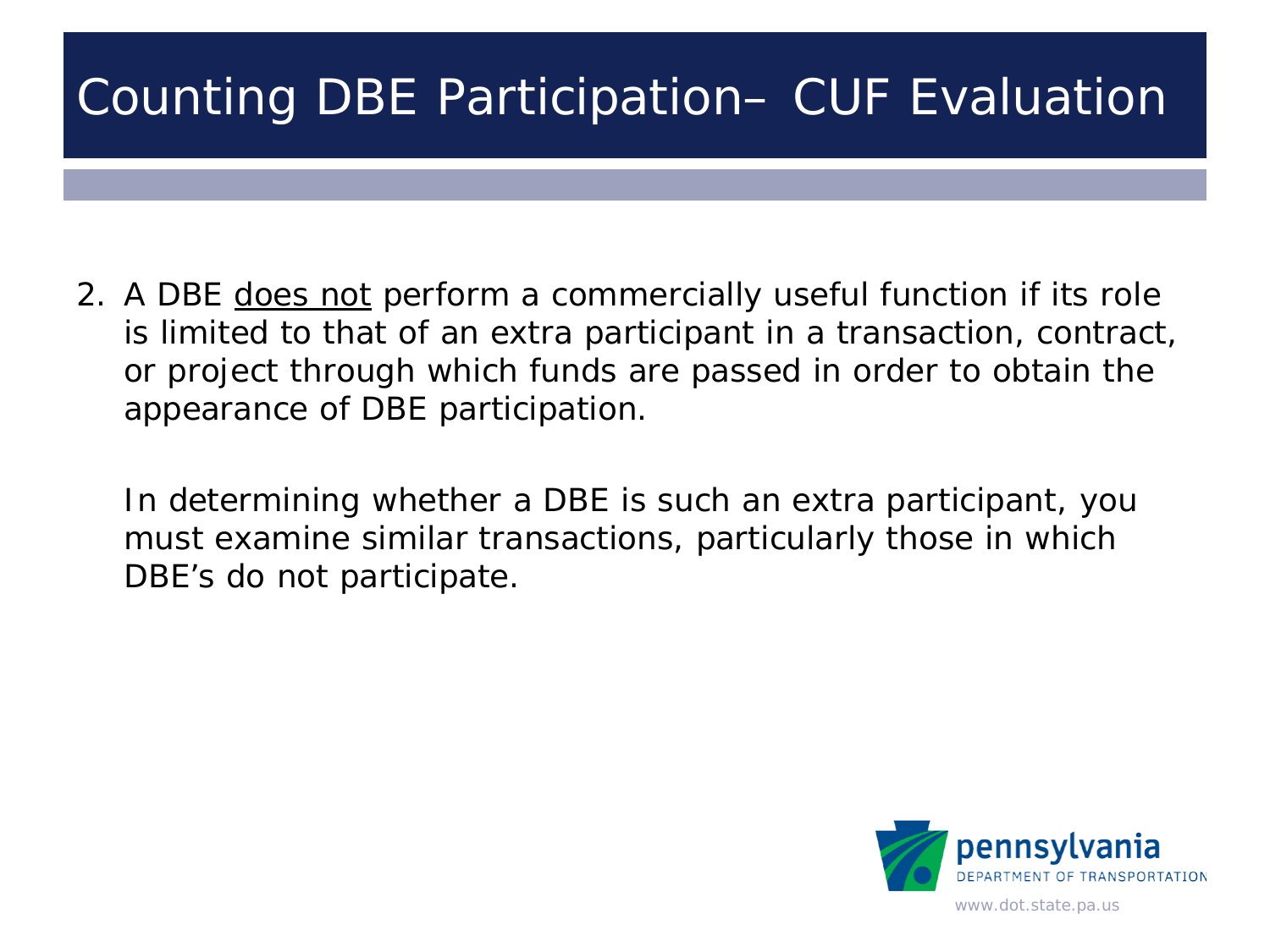# Counting DBE Participation– CUF Evaluation

2. A DBE <u>does not</u> perform a commercially useful function if its role is limited to that of an extra participant in a transaction, contract, or project through which funds are passed in order to obtain the appearance of DBE participation.

   In determining whether a DBE is such an extra participant, you must examine similar transactions, particularly those in which DBE's do not participate.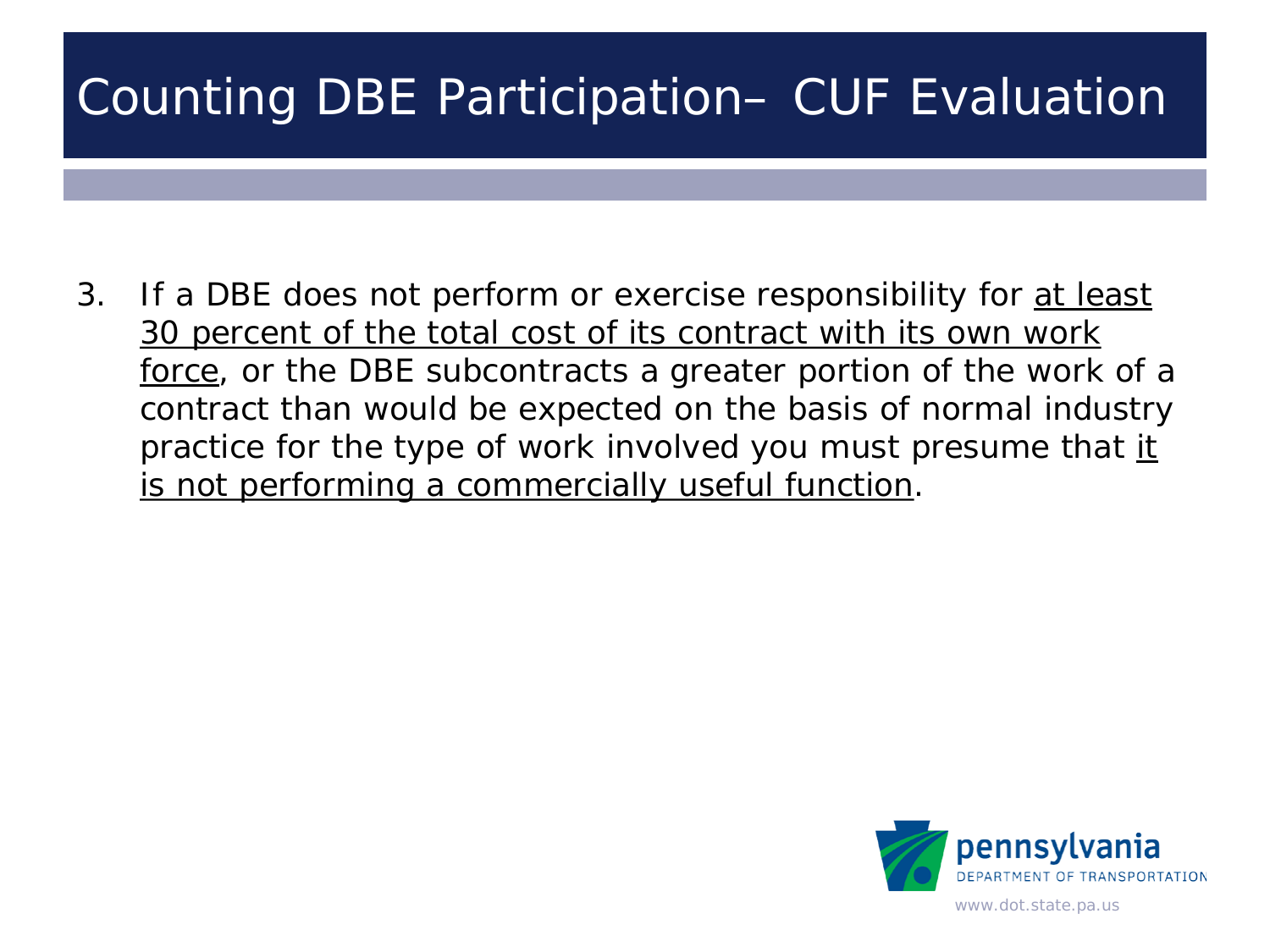# Counting DBE Participation– CUF Evaluation

3. If a DBE does not perform or exercise responsibility for at least 30 percent of the total cost of its contract with its own work force, or the DBE subcontracts a greater portion of the work of a contract than would be expected on the basis of normal industry practice for the type of work involved you must presume that it is not performing a commercially useful function.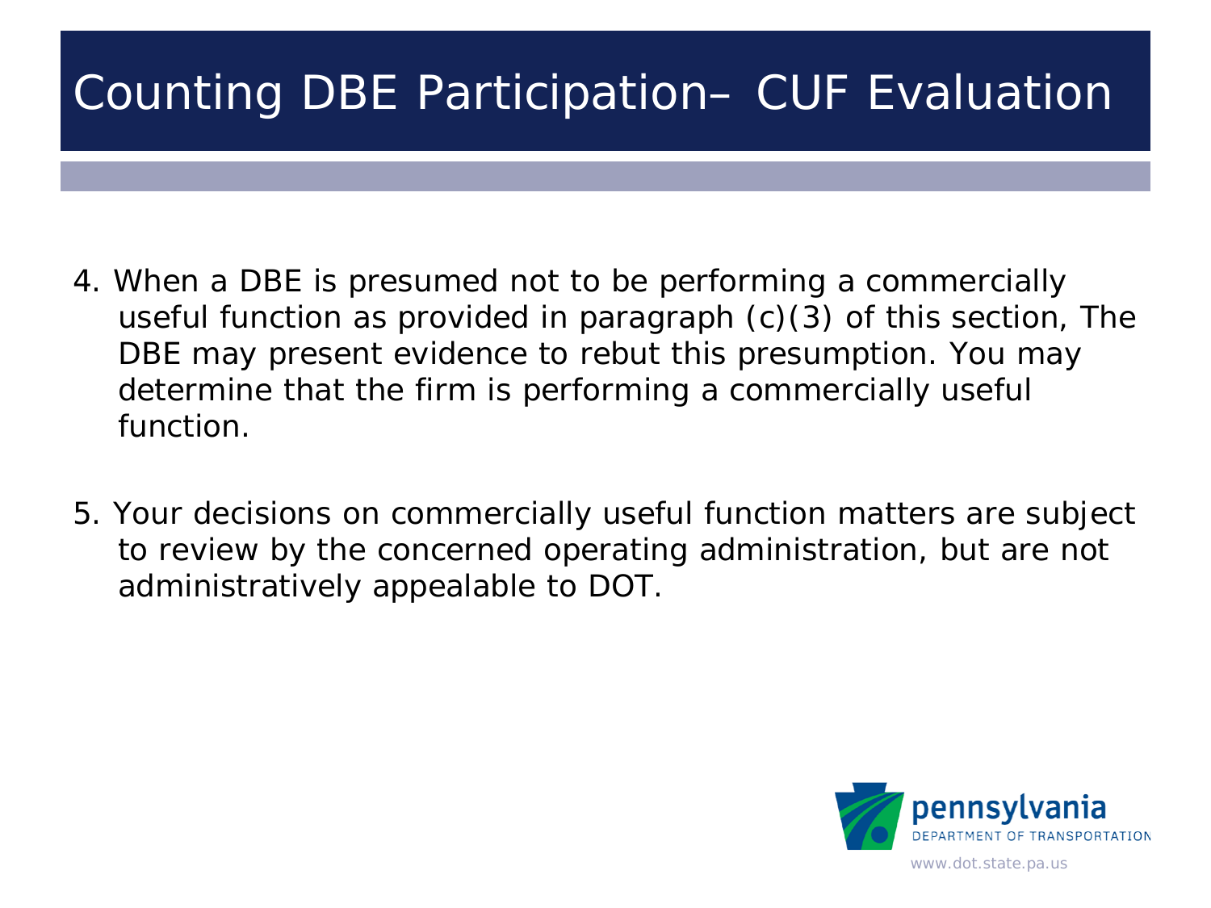# Counting DBE Participation– CUF Evaluation

4. When a DBE is presumed not to be performing a commercially useful function as provided in paragraph (c)(3) of this section, The DBE may present evidence to rebut this presumption. You may determine that the firm is performing a commercially useful function.

5. Your decisions on commercially useful function matters are subject to review by the concerned operating administration, but are not administratively appealable to DOT.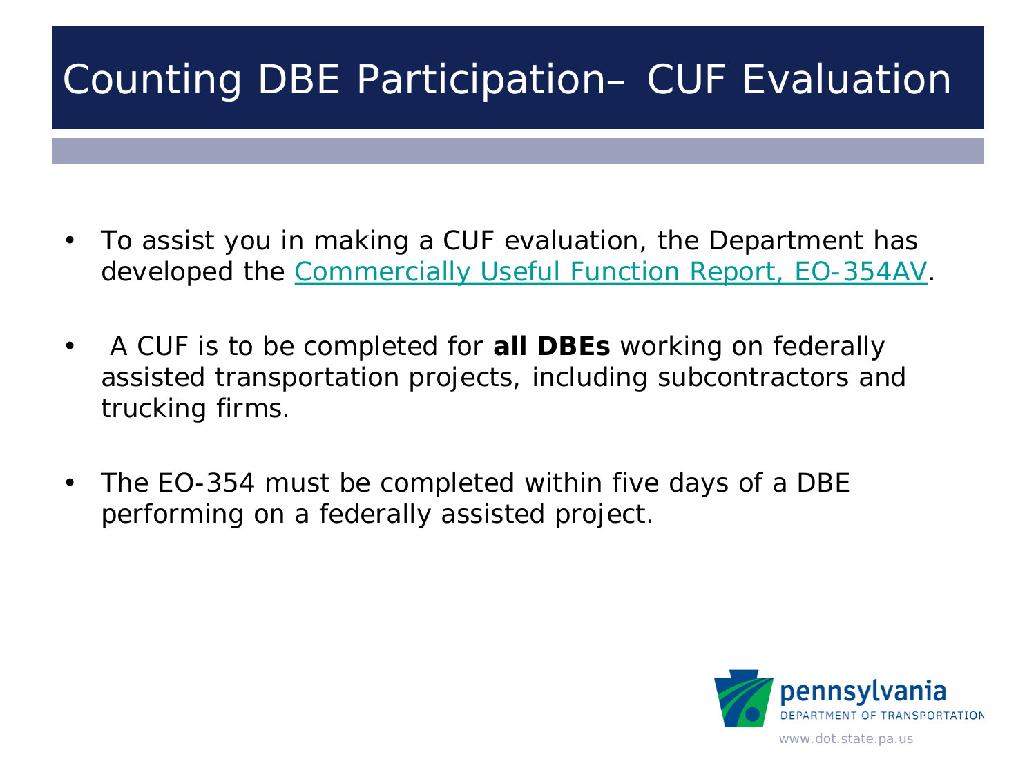# Counting DBE Participation– CUF Evaluation

- To assist you in making a CUF evaluation, the Department has developed the Commercially Useful Function Report, EO-354AV.
- A CUF is to be completed for **all DBEs** working on federally assisted transportation projects, including subcontractors and trucking firms.
- The EO-354 must be completed within five days of a DBE performing on a federally assisted project.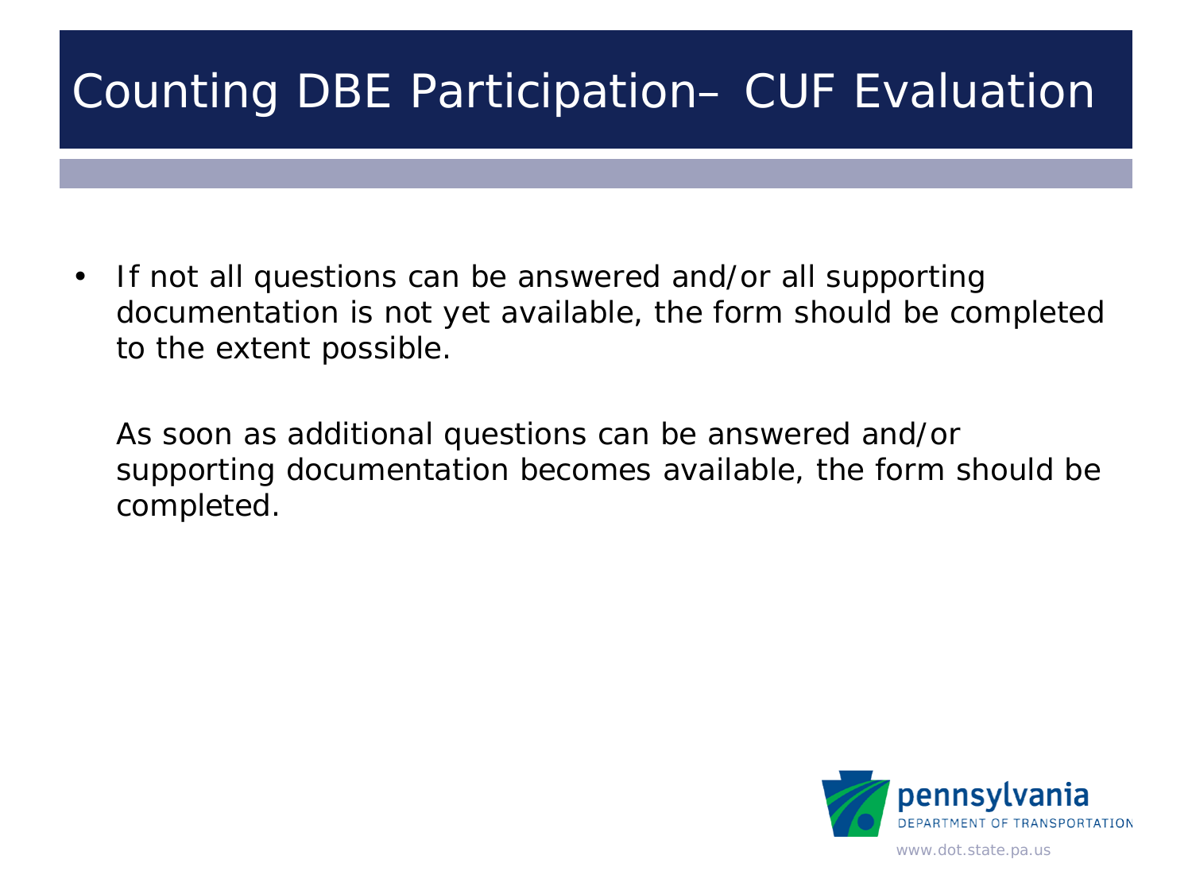# Counting DBE Participation– CUF Evaluation

- If not all questions can be answered and/or all supporting documentation is not yet available, the form should be completed to the extent possible.

  As soon as additional questions can be answered and/or supporting documentation becomes available, the form should be completed.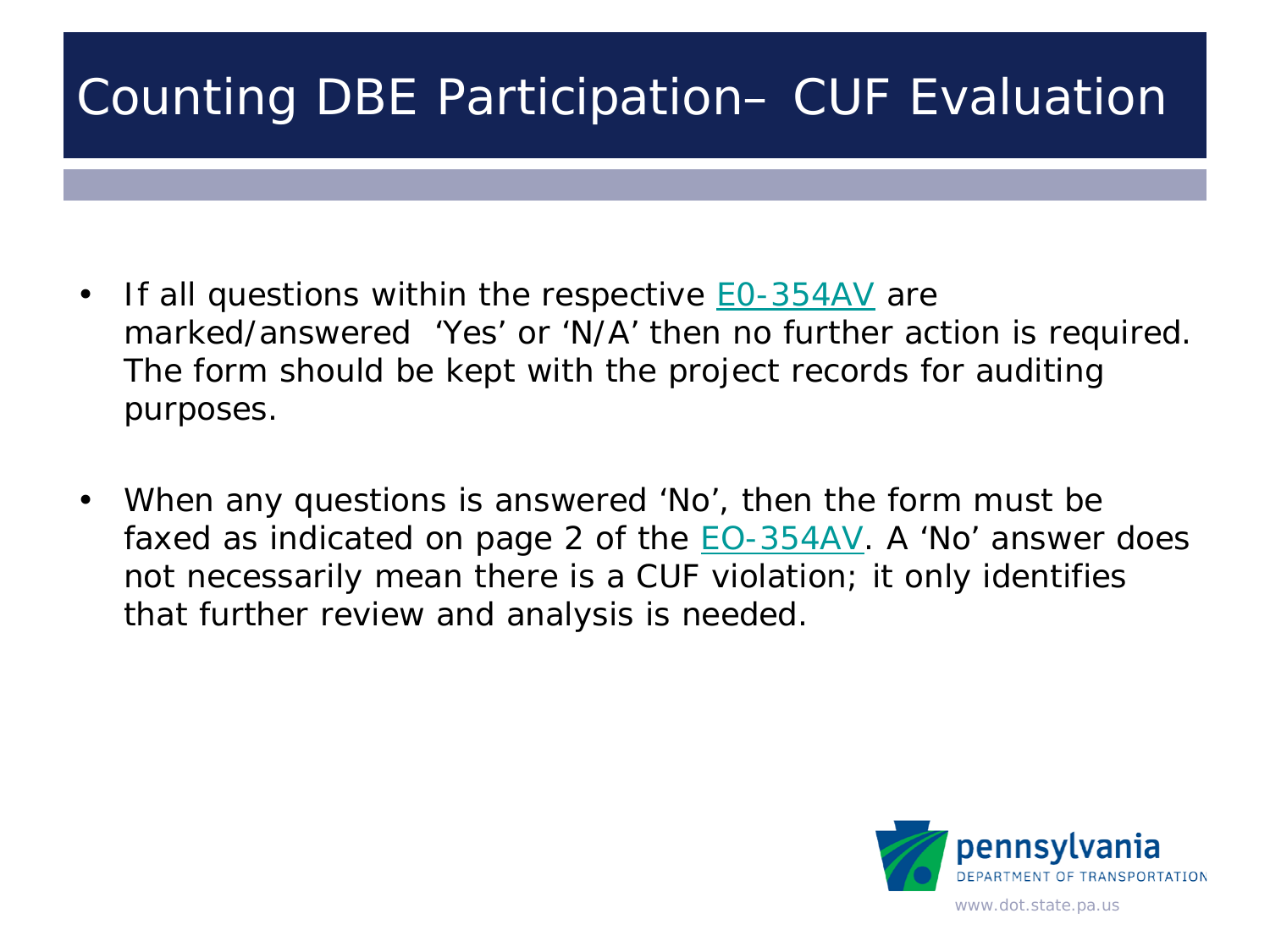# Counting DBE Participation– CUF Evaluation

- If all questions within the respective E0-354AV are marked/answered 'Yes' or 'N/A' then no further action is required. The form should be kept with the project records for auditing purposes.

- When any questions is answered 'No', then the form must be faxed as indicated on page 2 of the EO-354AV. A 'No' answer does not necessarily mean there is a CUF violation; it only identifies that further review and analysis is needed.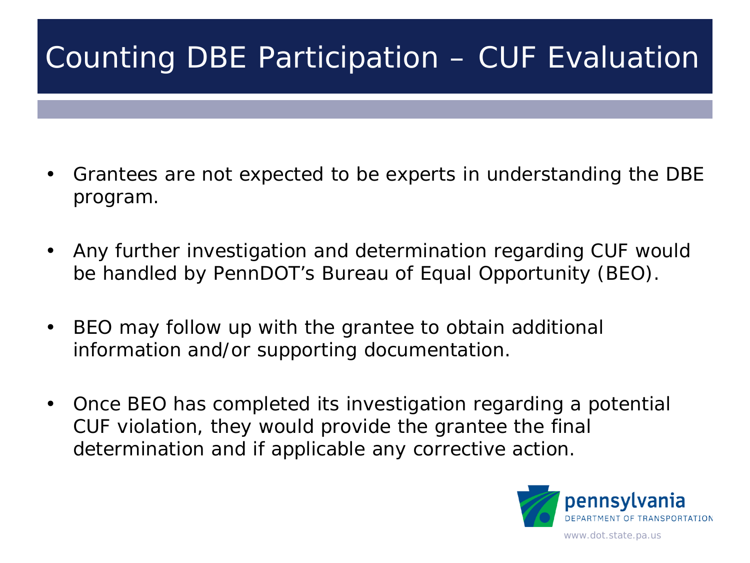# Counting DBE Participation – CUF Evaluation

- Grantees are not expected to be experts in understanding the DBE program.
- Any further investigation and determination regarding CUF would be handled by PennDOT's Bureau of Equal Opportunity (BEO).
- BEO may follow up with the grantee to obtain additional information and/or supporting documentation.
- Once BEO has completed its investigation regarding a potential CUF violation, they would provide the grantee the final determination and if applicable any corrective action.

pennsylvania DEPARTMENT OF TRANSPORTATION

www.dot.state.pa.us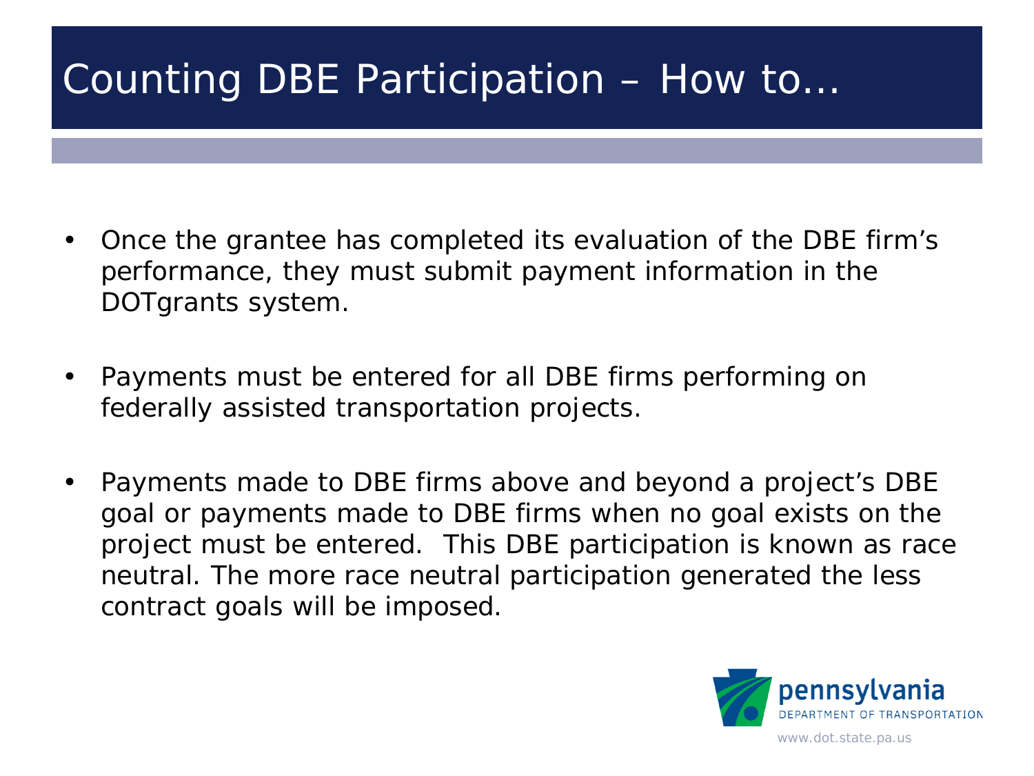# Counting DBE Participation – How to…

- Once the grantee has completed its evaluation of the DBE firm's performance, they must submit payment information in the DOTgrants system.
- Payments must be entered for all DBE firms performing on federally assisted transportation projects.
- Payments made to DBE firms above and beyond a project's DBE goal or payments made to DBE firms when no goal exists on the project must be entered. This DBE participation is known as race neutral. The more race neutral participation generated the less contract goals will be imposed.

pennsylvania
DEPARTMENT OF TRANSPORTATION
www.dot.state.pa.us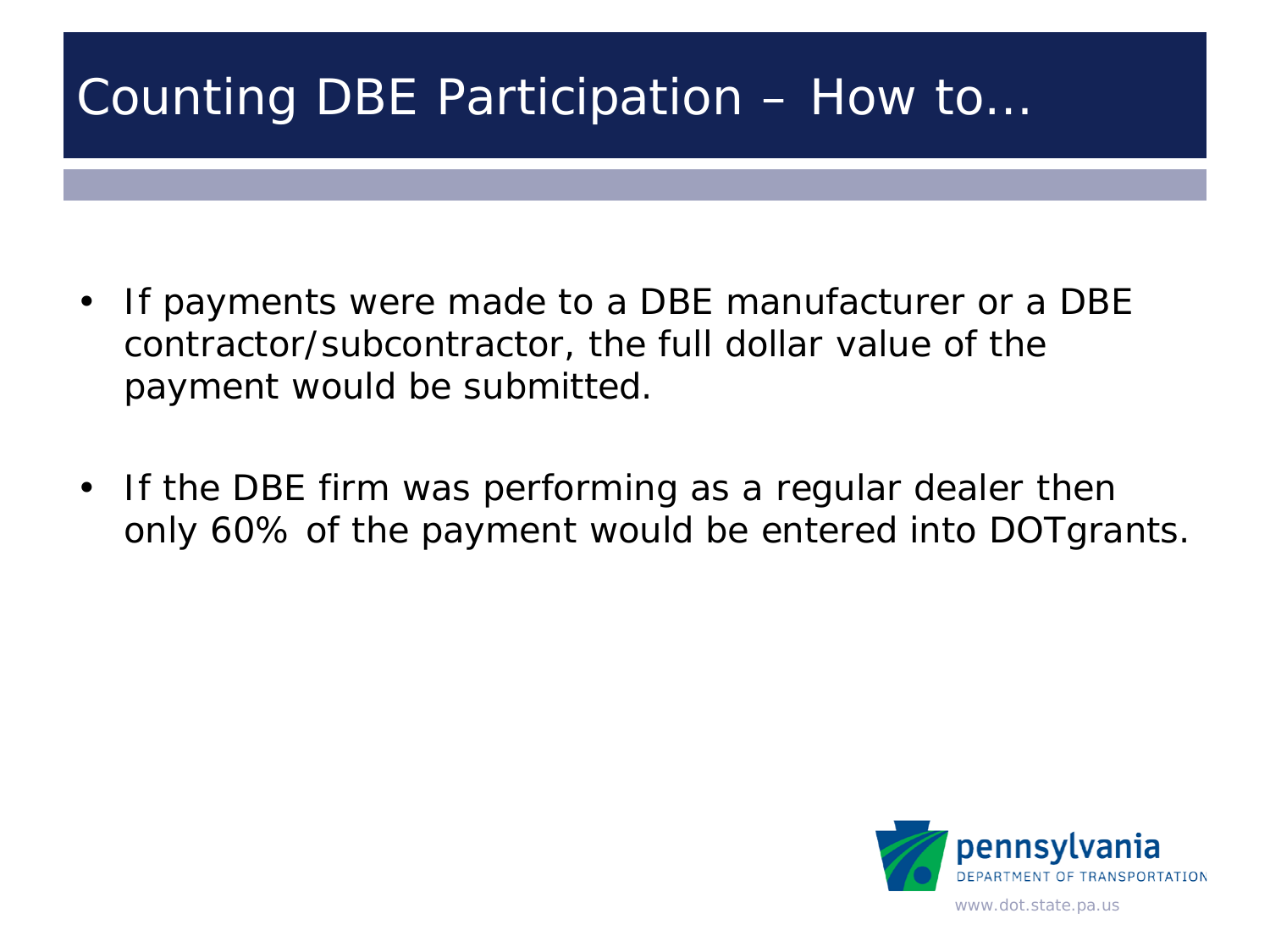# Counting DBE Participation – How to…

- If payments were made to a DBE manufacturer or a DBE contractor/subcontractor, the full dollar value of the payment would be submitted.

- If the DBE firm was performing as a regular dealer then only 60% of the payment would be entered into DOTgrants.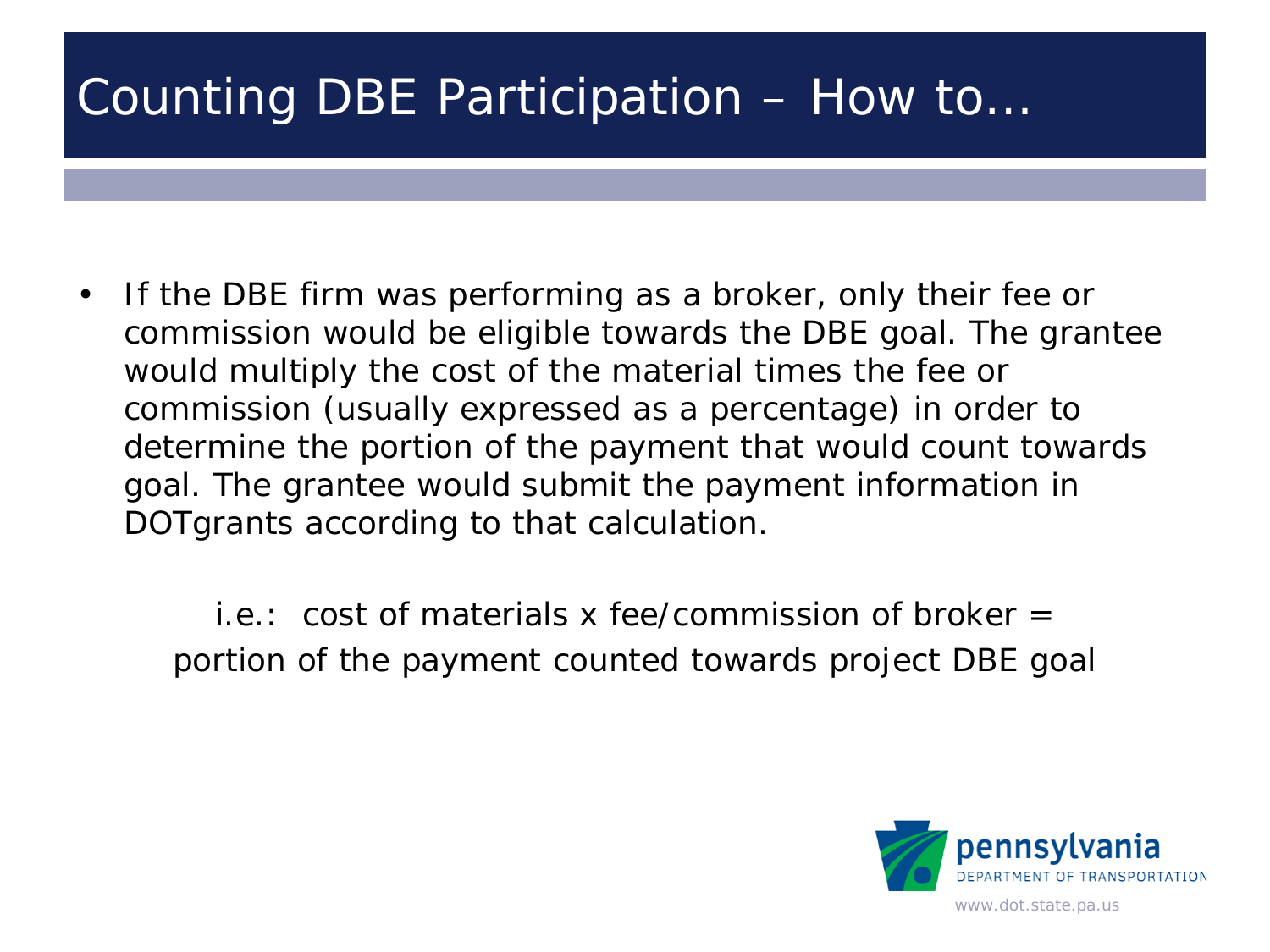# Counting DBE Participation – How to…

- If the DBE firm was performing as a broker, only their fee or commission would be eligible towards the DBE goal. The grantee would multiply the cost of the material times the fee or commission (usually expressed as a percentage) in order to determine the portion of the payment that would count towards goal. The grantee would submit the payment information in DOTgrants according to that calculation.

i.e.: cost of materials x fee/commission of broker = portion of the payment counted towards project DBE goal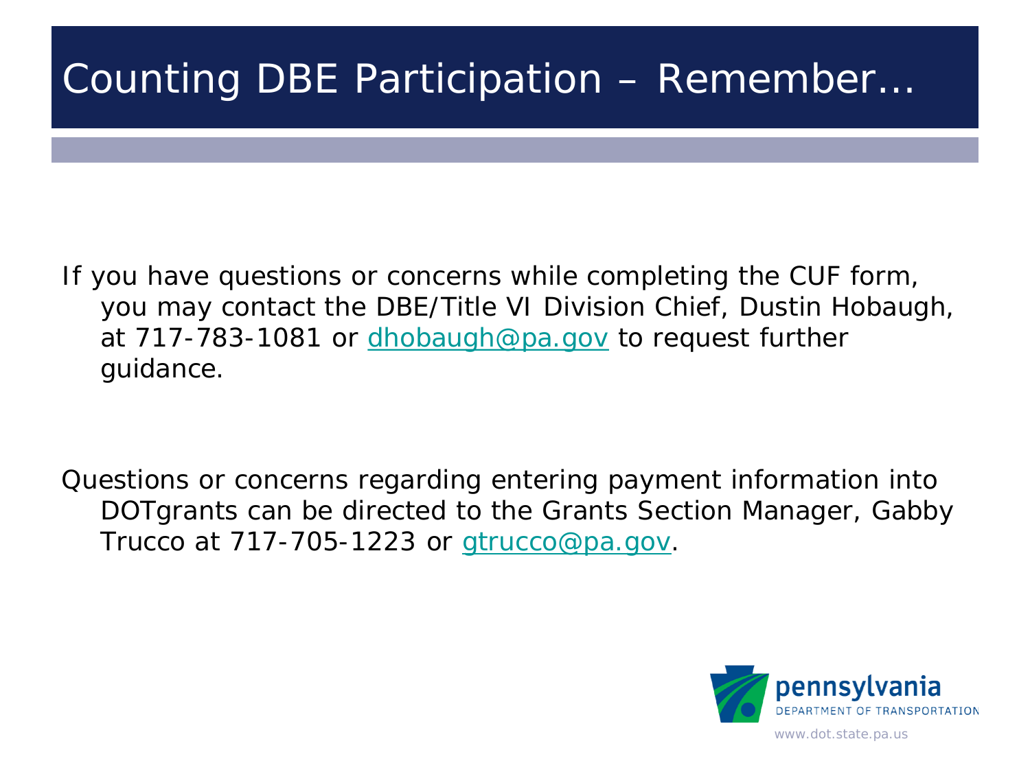# Counting DBE Participation – Remember…

If you have questions or concerns while completing the CUF form, you may contact the DBE/Title VI Division Chief, Dustin Hobaugh, at 717-783-1081 or dhobaugh@pa.gov to request further guidance.

Questions or concerns regarding entering payment information into DOTgrants can be directed to the Grants Section Manager, Gabby Trucco at 717-705-1223 or gtrucco@pa.gov.

pennsylvania
DEPARTMENT OF TRANSPORTATION
www.dot.state.pa.us